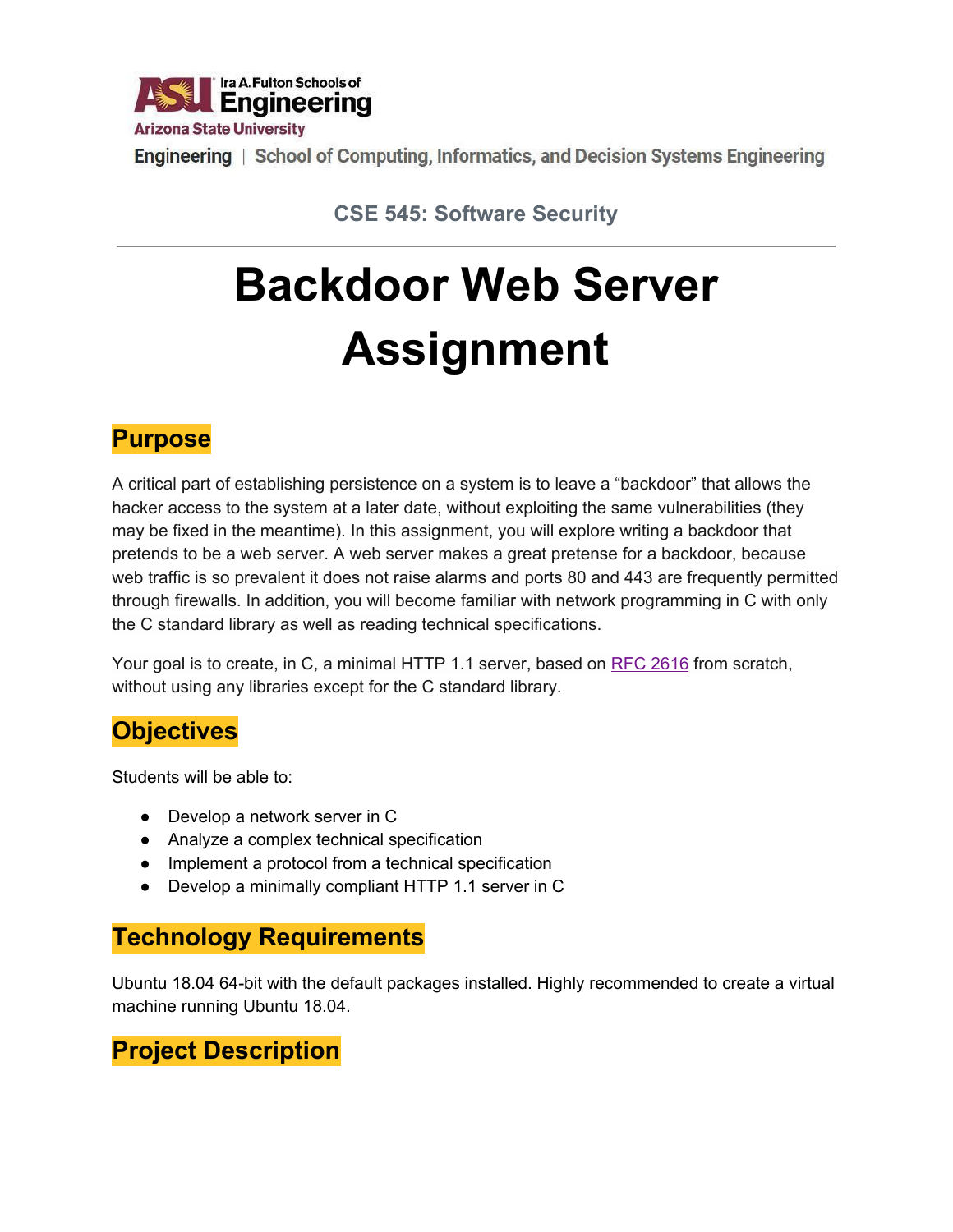Ira A. Fulton Schools of Engineering
Arizona State University

Engineering | School of Computing, Informatics, and Decision Systems Engineering

CSE 545: Software Security

# Backdoor Web Server Assignment

## Purpose

A critical part of establishing persistence on a system is to leave a "backdoor" that allows the hacker access to the system at a later date, without exploiting the same vulnerabilities (they may be fixed in the meantime). In this assignment, you will explore writing a backdoor that pretends to be a web server. A web server makes a great pretense for a backdoor, because web traffic is so prevalent it does not raise alarms and ports 80 and 443 are frequently permitted through firewalls. In addition, you will become familiar with network programming in C with only the C standard library as well as reading technical specifications.

Your goal is to create, in C, a minimal HTTP 1.1 server, based on [RFC 2616](RFC 2616) from scratch, without using any libraries except for the C standard library.

## Objectives

Students will be able to:

- Develop a network server in C
- Analyze a complex technical specification
- Implement a protocol from a technical specification
- Develop a minimally compliant HTTP 1.1 server in C

## Technology Requirements

Ubuntu 18.04 64-bit with the default packages installed. Highly recommended to create a virtual machine running Ubuntu 18.04.

## Project Description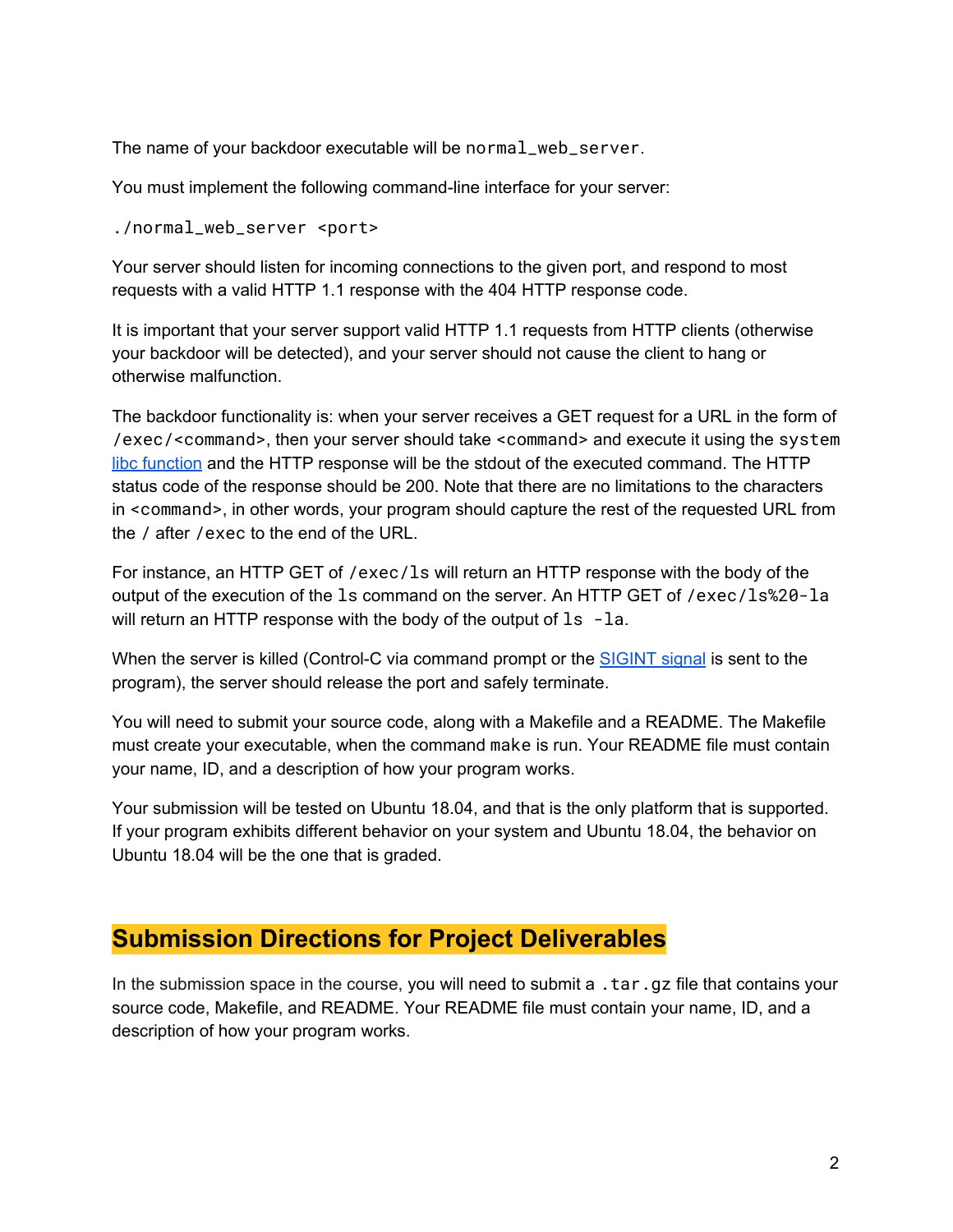The name of your backdoor executable will be `normal_web_server`.

You must implement the following command-line interface for your server:

```
./normal_web_server <port>
```

Your server should listen for incoming connections to the given port, and respond to most requests with a valid HTTP 1.1 response with the 404 HTTP response code.

It is important that your server support valid HTTP 1.1 requests from HTTP clients (otherwise your backdoor will be detected), and your server should not cause the client to hang or otherwise malfunction.

The backdoor functionality is: when your server receives a GET request for a URL in the form of `/exec/<command>`, then your server should take `<command>` and execute it using the `system` [libc function](#) and the HTTP response will be the stdout of the executed command. The HTTP status code of the response should be 200. Note that there are no limitations to the characters in `<command>`, in other words, your program should capture the rest of the requested URL from the `/` after `/exec` to the end of the URL.

For instance, an HTTP GET of `/exec/ls` will return an HTTP response with the body of the output of the execution of the `ls` command on the server. An HTTP GET of `/exec/ls%20-la` will return an HTTP response with the body of the output of `ls -la`.

When the server is killed (Control-C via command prompt or the [SIGINT signal](#) is sent to the program), the server should release the port and safely terminate.

You will need to submit your source code, along with a Makefile and a README. The Makefile must create your executable, when the command `make` is run. Your README file must contain your name, ID, and a description of how your program works.

Your submission will be tested on Ubuntu 18.04, and that is the only platform that is supported. If your program exhibits different behavior on your system and Ubuntu 18.04, the behavior on Ubuntu 18.04 will be the one that is graded.

## Submission Directions for Project Deliverables

In the submission space in the course, you will need to submit a `.tar.gz` file that contains your source code, Makefile, and README. Your README file must contain your name, ID, and a description of how your program works.